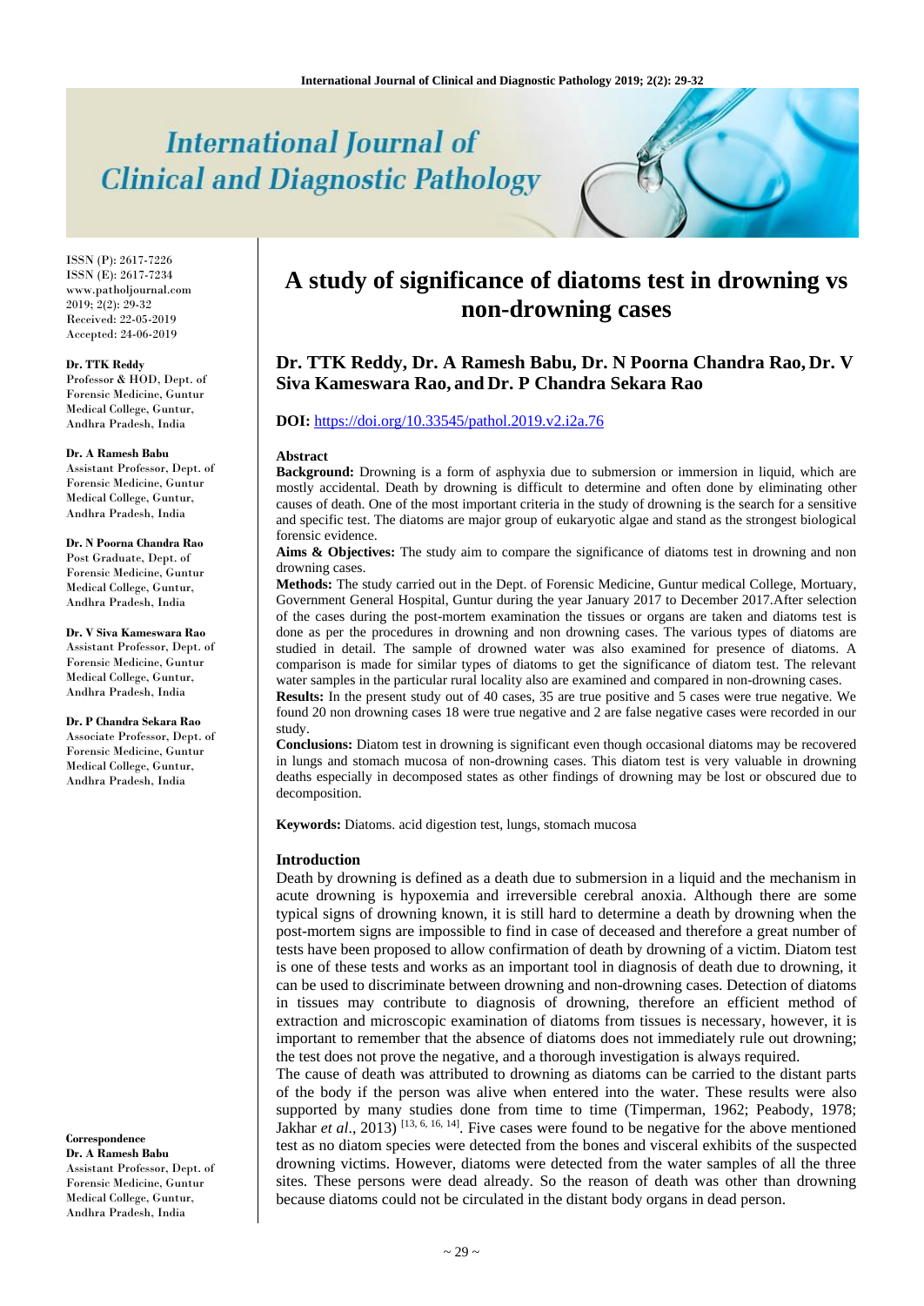# A study of significance of diatoms test in drowning vs non-drowning cases

**Dr. TTK Reddy, Dr. A Ramesh Babu, Dr. N Poorna Chandra Rao, Dr. V Siva Kameswara Rao, and Dr. P Chandra Sekara Rao**

**DOI:** https://doi.org/10.33545/pathol.2019.v2.i2a.76

ISSN (P): 2617-7226
ISSN (E): 2617-7234
www.patholjournal.com
2019; 2(2): 29-32
Received: 22-05-2019
Accepted: 24-06-2019

**Dr. TTK Reddy**
Professor & HOD, Dept. of Forensic Medicine, Guntur Medical College, Guntur, Andhra Pradesh, India

**Dr. A Ramesh Babu**
Assistant Professor, Dept. of Forensic Medicine, Guntur Medical College, Guntur, Andhra Pradesh, India

**Dr. N Poorna Chandra Rao**
Post Graduate, Dept. of Forensic Medicine, Guntur Medical College, Guntur, Andhra Pradesh, India

**Dr. V Siva Kameswara Rao**
Assistant Professor, Dept. of Forensic Medicine, Guntur Medical College, Guntur, Andhra Pradesh, India

**Dr. P Chandra Sekara Rao**
Associate Professor, Dept. of Forensic Medicine, Guntur Medical College, Guntur, Andhra Pradesh, India

**Correspondence**
**Dr. A Ramesh Babu**
Assistant Professor, Dept. of Forensic Medicine, Guntur Medical College, Guntur, Andhra Pradesh, India

## Abstract

**Background:** Drowning is a form of asphyxia due to submersion or immersion in liquid, which are mostly accidental. Death by drowning is difficult to determine and often done by eliminating other causes of death. One of the most important criteria in the study of drowning is the search for a sensitive and specific test. The diatoms are major group of eukaryotic algae and stand as the strongest biological forensic evidence.

**Aims & Objectives:** The study aim to compare the significance of diatoms test in drowning and non drowning cases.

**Methods:** The study carried out in the Dept. of Forensic Medicine, Guntur medical College, Mortuary, Government General Hospital, Guntur during the year January 2017 to December 2017.After selection of the cases during the post-mortem examination the tissues or organs are taken and diatoms test is done as per the procedures in drowning and non drowning cases. The various types of diatoms are studied in detail. The sample of drowned water was also examined for presence of diatoms. A comparison is made for similar types of diatoms to get the significance of diatom test. The relevant water samples in the particular rural locality also are examined and compared in non-drowning cases.

**Results:** In the present study out of 40 cases, 35 are true positive and 5 cases were true negative. We found 20 non drowning cases 18 were true negative and 2 are false negative cases were recorded in our study.

**Conclusions:** Diatom test in drowning is significant even though occasional diatoms may be recovered in lungs and stomach mucosa of non-drowning cases. This diatom test is very valuable in drowning deaths especially in decomposed states as other findings of drowning may be lost or obscured due to decomposition.

**Keywords:** Diatoms. acid digestion test, lungs, stomach mucosa

## Introduction

Death by drowning is defined as a death due to submersion in a liquid and the mechanism in acute drowning is hypoxemia and irreversible cerebral anoxia. Although there are some typical signs of drowning known, it is still hard to determine a death by drowning when the post-mortem signs are impossible to find in case of deceased and therefore a great number of tests have been proposed to allow confirmation of death by drowning of a victim. Diatom test is one of these tests and works as an important tool in diagnosis of death due to drowning, it can be used to discriminate between drowning and non-drowning cases. Detection of diatoms in tissues may contribute to diagnosis of drowning, therefore an efficient method of extraction and microscopic examination of diatoms from tissues is necessary, however, it is important to remember that the absence of diatoms does not immediately rule out drowning; the test does not prove the negative, and a thorough investigation is always required.

The cause of death was attributed to drowning as diatoms can be carried to the distant parts of the body if the person was alive when entered into the water. These results were also supported by many studies done from time to time (Timperman, 1962; Peabody, 1978; Jakhar *et al*., 2013) [13, 6, 16, 14]. Five cases were found to be negative for the above mentioned test as no diatom species were detected from the bones and visceral exhibits of the suspected drowning victims. However, diatoms were detected from the water samples of all the three sites. These persons were dead already. So the reason of death was other than drowning because diatoms could not be circulated in the distant body organs in dead person.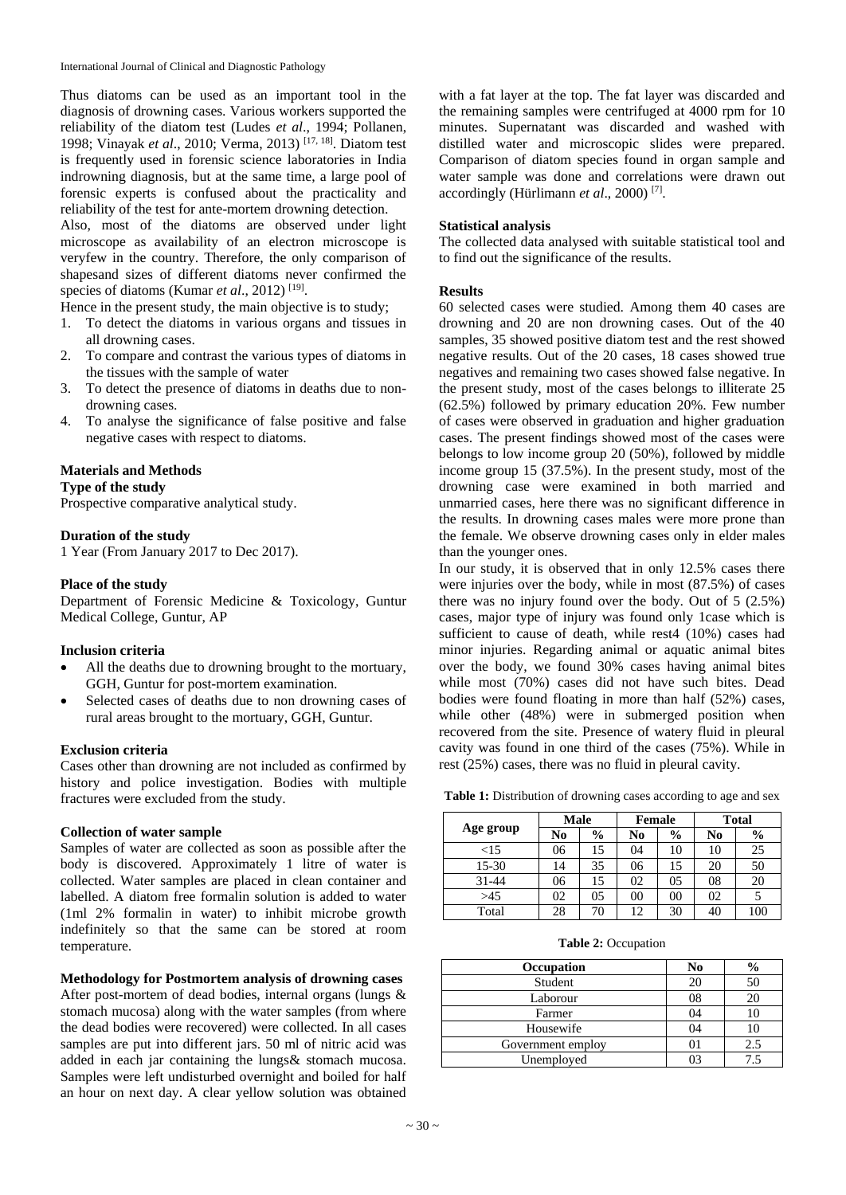Thus diatoms can be used as an important tool in the diagnosis of drowning cases. Various workers supported the reliability of the diatom test (Ludes *et al*., 1994; Pollanen, 1998; Vinayak *et al*., 2010; Verma, 2013) [17, 18]. Diatom test is frequently used in forensic science laboratories in India indrowning diagnosis, but at the same time, a large pool of forensic experts is confused about the practicality and reliability of the test for ante-mortem drowning detection.

Also, most of the diatoms are observed under light microscope as availability of an electron microscope is veryfew in the country. Therefore, the only comparison of shapesand sizes of different diatoms never confirmed the species of diatoms (Kumar *et al*., 2012) [19].

Hence in the present study, the main objective is to study;

1. To detect the diatoms in various organs and tissues in all drowning cases.
2. To compare and contrast the various types of diatoms in the tissues with the sample of water
3. To detect the presence of diatoms in deaths due to non-drowning cases.
4. To analyse the significance of false positive and false negative cases with respect to diatoms.

## Materials and Methods

### Type of the study

Prospective comparative analytical study.

### Duration of the study

1 Year (From January 2017 to Dec 2017).

### Place of the study

Department of Forensic Medicine & Toxicology, Guntur Medical College, Guntur, AP

### Inclusion criteria

- All the deaths due to drowning brought to the mortuary, GGH, Guntur for post-mortem examination.
- Selected cases of deaths due to non drowning cases of rural areas brought to the mortuary, GGH, Guntur.

### Exclusion criteria

Cases other than drowning are not included as confirmed by history and police investigation. Bodies with multiple fractures were excluded from the study.

### Collection of water sample

Samples of water are collected as soon as possible after the body is discovered. Approximately 1 litre of water is collected. Water samples are placed in clean container and labelled. A diatom free formalin solution is added to water (1ml 2% formalin in water) to inhibit microbe growth indefinitely so that the same can be stored at room temperature.

### Methodology for Postmortem analysis of drowning cases

After post-mortem of dead bodies, internal organs (lungs & stomach mucosa) along with the water samples (from where the dead bodies were recovered) were collected. In all cases samples are put into different jars. 50 ml of nitric acid was added in each jar containing the lungs& stomach mucosa. Samples were left undisturbed overnight and boiled for half an hour on next day. A clear yellow solution was obtained with a fat layer at the top. The fat layer was discarded and the remaining samples were centrifuged at 4000 rpm for 10 minutes. Supernatant was discarded and washed with distilled water and microscopic slides were prepared. Comparison of diatom species found in organ sample and water sample was done and correlations were drawn out accordingly (Hürlimann *et al*., 2000) [7].

### Statistical analysis

The collected data analysed with suitable statistical tool and to find out the significance of the results.

## Results

60 selected cases were studied. Among them 40 cases are drowning and 20 are non drowning cases. Out of the 40 samples, 35 showed positive diatom test and the rest showed negative results. Out of the 20 cases, 18 cases showed true negatives and remaining two cases showed false negative. In the present study, most of the cases belongs to illiterate 25 (62.5%) followed by primary education 20%. Few number of cases were observed in graduation and higher graduation cases. The present findings showed most of the cases were belongs to low income group 20 (50%), followed by middle income group 15 (37.5%). In the present study, most of the drowning case were examined in both married and unmarried cases, here there was no significant difference in the results. In drowning cases males were more prone than the female. We observe drowning cases only in elder males than the younger ones.

In our study, it is observed that in only 12.5% cases there were injuries over the body, while in most (87.5%) of cases there was no injury found over the body. Out of 5 (2.5%) cases, major type of injury was found only 1case which is sufficient to cause of death, while rest4 (10%) cases had minor injuries. Regarding animal or aquatic animal bites over the body, we found 30% cases having animal bites while most (70%) cases did not have such bites. Dead bodies were found floating in more than half (52%) cases, while other (48%) were in submerged position when recovered from the site. Presence of watery fluid in pleural cavity was found in one third of the cases (75%). While in rest (25%) cases, there was no fluid in pleural cavity.

**Table 1:** Distribution of drowning cases according to age and sex

| Age group | Male | | Female | | Total | |
|---|---|---|---|---|---|---|
| | No | % | No | % | No | % |
| <15 | 06 | 15 | 04 | 10 | 10 | 25 |
| 15-30 | 14 | 35 | 06 | 15 | 20 | 50 |
| 31-44 | 06 | 15 | 02 | 05 | 08 | 20 |
| >45 | 02 | 05 | 00 | 00 | 02 | 5 |
| Total | 28 | 70 | 12 | 30 | 40 | 100 |

**Table 2:** Occupation

| Occupation | No | % |
|---|---|---|
| Student | 20 | 50 |
| Laborour | 08 | 20 |
| Farmer | 04 | 10 |
| Housewife | 04 | 10 |
| Government employ | 01 | 2.5 |
| Unemployed | 03 | 7.5 |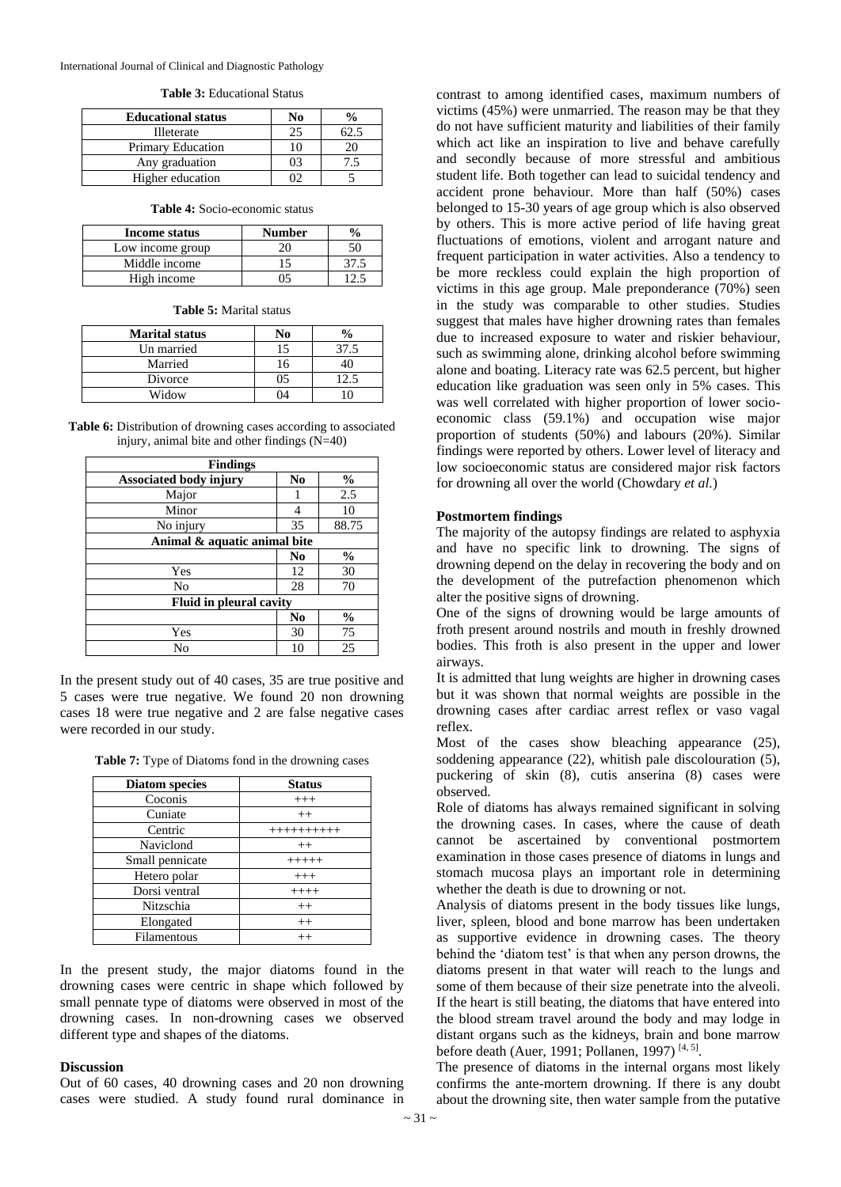**Table 3:** Educational Status

| Educational status | No | % |
|---|---|---|
| Illeterate | 25 | 62.5 |
| Primary Education | 10 | 20 |
| Any graduation | 03 | 7.5 |
| Higher education | 02 | 5 |

**Table 4:** Socio-economic status

| Income status | Number | % |
|---|---|---|
| Low income group | 20 | 50 |
| Middle income | 15 | 37.5 |
| High income | 05 | 12.5 |

**Table 5:** Marital status

| Marital status | No | % |
|---|---|---|
| Un married | 15 | 37.5 |
| Married | 16 | 40 |
| Divorce | 05 | 12.5 |
| Widow | 04 | 10 |

**Table 6:** Distribution of drowning cases according to associated injury, animal bite and other findings (N=40)

| Findings | | |
|---|---|---|
| **Associated body injury** | **No** | **%** |
| Major | 1 | 2.5 |
| Minor | 4 | 10 |
| No injury | 35 | 88.75 |
| **Animal & aquatic animal bite** | | |
| | **No** | **%** |
| Yes | 12 | 30 |
| No | 28 | 70 |
| **Fluid in pleural cavity** | | |
| | **No** | **%** |
| Yes | 30 | 75 |
| No | 10 | 25 |

In the present study out of 40 cases, 35 are true positive and 5 cases were true negative. We found 20 non drowning cases 18 were true negative and 2 are false negative cases were recorded in our study.

**Table 7:** Type of Diatoms fond in the drowning cases

| Diatom species | Status |
|---|---|
| Coconis | +++ |
| Cuniate | ++ |
| Centric | ++++++++++ |
| Naviclond | ++ |
| Small pennicate | +++++ |
| Hetero polar | +++ |
| Dorsi ventral | ++++ |
| Nitzschia | ++ |
| Elongated | ++ |
| Filamentous | ++ |

In the present study, the major diatoms found in the drowning cases were centric in shape which followed by small pennate type of diatoms were observed in most of the drowning cases. In non-drowning cases we observed different type and shapes of the diatoms.

## Discussion

Out of 60 cases, 40 drowning cases and 20 non drowning cases were studied. A study found rural dominance in contrast to among identified cases, maximum numbers of victims (45%) were unmarried. The reason may be that they do not have sufficient maturity and liabilities of their family which act like an inspiration to live and behave carefully and secondly because of more stressful and ambitious student life. Both together can lead to suicidal tendency and accident prone behaviour. More than half (50%) cases belonged to 15-30 years of age group which is also observed by others. This is more active period of life having great fluctuations of emotions, violent and arrogant nature and frequent participation in water activities. Also a tendency to be more reckless could explain the high proportion of victims in this age group. Male preponderance (70%) seen in the study was comparable to other studies. Studies suggest that males have higher drowning rates than females due to increased exposure to water and riskier behaviour, such as swimming alone, drinking alcohol before swimming alone and boating. Literacy rate was 62.5 percent, but higher education like graduation was seen only in 5% cases. This was well correlated with higher proportion of lower socio-economic class (59.1%) and occupation wise major proportion of students (50%) and labours (20%). Similar findings were reported by others. Lower level of literacy and low socioeconomic status are considered major risk factors for drowning all over the world (Chowdary *et al.*)

### Postmortem findings

The majority of the autopsy findings are related to asphyxia and have no specific link to drowning. The signs of drowning depend on the delay in recovering the body and on the development of the putrefaction phenomenon which alter the positive signs of drowning.

One of the signs of drowning would be large amounts of froth present around nostrils and mouth in freshly drowned bodies. This froth is also present in the upper and lower airways.

It is admitted that lung weights are higher in drowning cases but it was shown that normal weights are possible in the drowning cases after cardiac arrest reflex or vaso vagal reflex.

Most of the cases show bleaching appearance (25), soddening appearance (22), whitish pale discolouration (5), puckering of skin (8), cutis anserina (8) cases were observed.

Role of diatoms has always remained significant in solving the drowning cases. In cases, where the cause of death cannot be ascertained by conventional postmortem examination in those cases presence of diatoms in lungs and stomach mucosa plays an important role in determining whether the death is due to drowning or not.

Analysis of diatoms present in the body tissues like lungs, liver, spleen, blood and bone marrow has been undertaken as supportive evidence in drowning cases. The theory behind the 'diatom test' is that when any person drowns, the diatoms present in that water will reach to the lungs and some of them because of their size penetrate into the alveoli. If the heart is still beating, the diatoms that have entered into the blood stream travel around the body and may lodge in distant organs such as the kidneys, brain and bone marrow before death (Auer, 1991; Pollanen, 1997) [4, 5].

The presence of diatoms in the internal organs most likely confirms the ante-mortem drowning. If there is any doubt about the drowning site, then water sample from the putative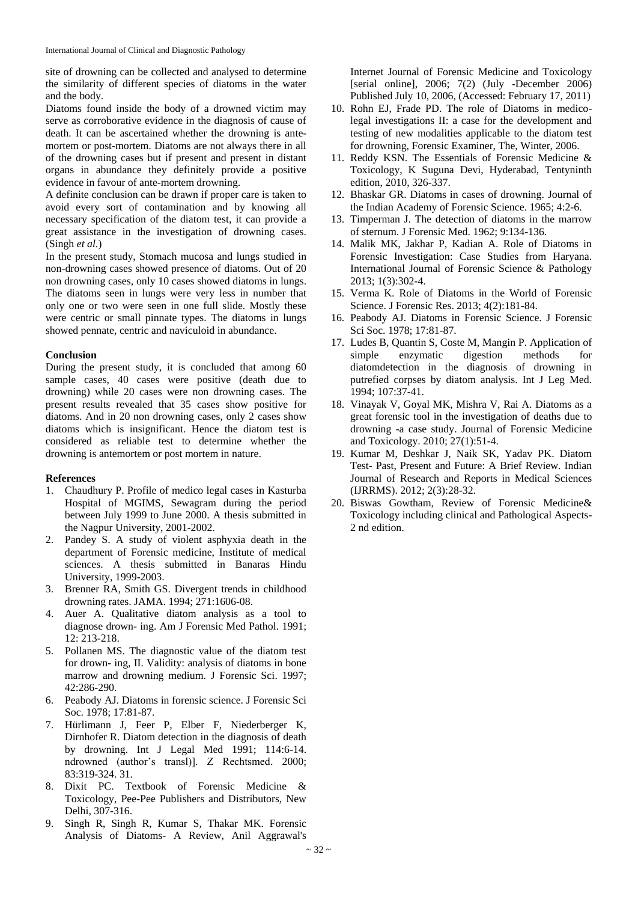site of drowning can be collected and analysed to determine the similarity of different species of diatoms in the water and the body.

Diatoms found inside the body of a drowned victim may serve as corroborative evidence in the diagnosis of cause of death. It can be ascertained whether the drowning is ante-mortem or post-mortem. Diatoms are not always there in all of the drowning cases but if present and present in distant organs in abundance they definitely provide a positive evidence in favour of ante-mortem drowning.

A definite conclusion can be drawn if proper care is taken to avoid every sort of contamination and by knowing all necessary specification of the diatom test, it can provide a great assistance in the investigation of drowning cases. (Singh *et al.*)

In the present study, Stomach mucosa and lungs studied in non-drowning cases showed presence of diatoms. Out of 20 non drowning cases, only 10 cases showed diatoms in lungs. The diatoms seen in lungs were very less in number that only one or two were seen in one full slide. Mostly these were centric or small pinnate types. The diatoms in lungs showed pennate, centric and naviculoid in abundance.

### Conclusion

During the present study, it is concluded that among 60 sample cases, 40 cases were positive (death due to drowning) while 20 cases were non drowning cases. The present results revealed that 35 cases show positive for diatoms. And in 20 non drowning cases, only 2 cases show diatoms which is insignificant. Hence the diatom test is considered as reliable test to determine whether the drowning is antemortem or post mortem in nature.

### References

1. Chaudhury P. Profile of medico legal cases in Kasturba Hospital of MGIMS, Sewagram during the period between July 1999 to June 2000. A thesis submitted in the Nagpur University, 2001-2002.
2. Pandey S. A study of violent asphyxia death in the department of Forensic medicine, Institute of medical sciences. A thesis submitted in Banaras Hindu University, 1999-2003.
3. Brenner RA, Smith GS. Divergent trends in childhood drowning rates. JAMA. 1994; 271:1606-08.
4. Auer A. Qualitative diatom analysis as a tool to diagnose drown- ing. Am J Forensic Med Pathol. 1991; 12: 213-218.
5. Pollanen MS. The diagnostic value of the diatom test for drown- ing, II. Validity: analysis of diatoms in bone marrow and drowning medium. J Forensic Sci. 1997; 42:286-290.
6. Peabody AJ. Diatoms in forensic science. J Forensic Sci Soc. 1978; 17:81-87.
7. Hürlimann J, Feer P, Elber F, Niederberger K, Dirnhofer R. Diatom detection in the diagnosis of death by drowning. Int J Legal Med 1991; 114:6-14. ndrowned (author's transl)]. Z Rechtsmed. 2000; 83:319-324. 31.
8. Dixit PC. Textbook of Forensic Medicine & Toxicology, Pee-Pee Publishers and Distributors, New Delhi, 307-316.
9. Singh R, Singh R, Kumar S, Thakar MK. Forensic Analysis of Diatoms- A Review, Anil Aggrawal's Internet Journal of Forensic Medicine and Toxicology [serial online], 2006; 7(2) (July -December 2006) Published July 10, 2006, (Accessed: February 17, 2011)
10. Rohn EJ, Frade PD. The role of Diatoms in medico-legal investigations II: a case for the development and testing of new modalities applicable to the diatom test for drowning, Forensic Examiner, The, Winter, 2006.
11. Reddy KSN. The Essentials of Forensic Medicine & Toxicology, K Suguna Devi, Hyderabad, Tentyninth edition, 2010, 326-337.
12. Bhaskar GR. Diatoms in cases of drowning. Journal of the Indian Academy of Forensic Science. 1965; 4:2-6.
13. Timperman J. The detection of diatoms in the marrow of sternum. J Forensic Med. 1962; 9:134-136.
14. Malik MK, Jakhar P, Kadian A. Role of Diatoms in Forensic Investigation: Case Studies from Haryana. International Journal of Forensic Science & Pathology 2013; 1(3):302-4.
15. Verma K. Role of Diatoms in the World of Forensic Science. J Forensic Res. 2013; 4(2):181-84.
16. Peabody AJ. Diatoms in Forensic Science. J Forensic Sci Soc. 1978; 17:81-87.
17. Ludes B, Quantin S, Coste M, Mangin P. Application of simple enzymatic digestion methods for diatomdetection in the diagnosis of drowning in putrefied corpses by diatom analysis. Int J Leg Med. 1994; 107:37-41.
18. Vinayak V, Goyal MK, Mishra V, Rai A. Diatoms as a great forensic tool in the investigation of deaths due to drowning -a case study. Journal of Forensic Medicine and Toxicology. 2010; 27(1):51-4.
19. Kumar M, Deshkar J, Naik SK, Yadav PK. Diatom Test- Past, Present and Future: A Brief Review. Indian Journal of Research and Reports in Medical Sciences (IJRRMS). 2012; 2(3):28-32.
20. Biswas Gowtham, Review of Forensic Medicine& Toxicology including clinical and Pathological Aspects- 2 nd edition.